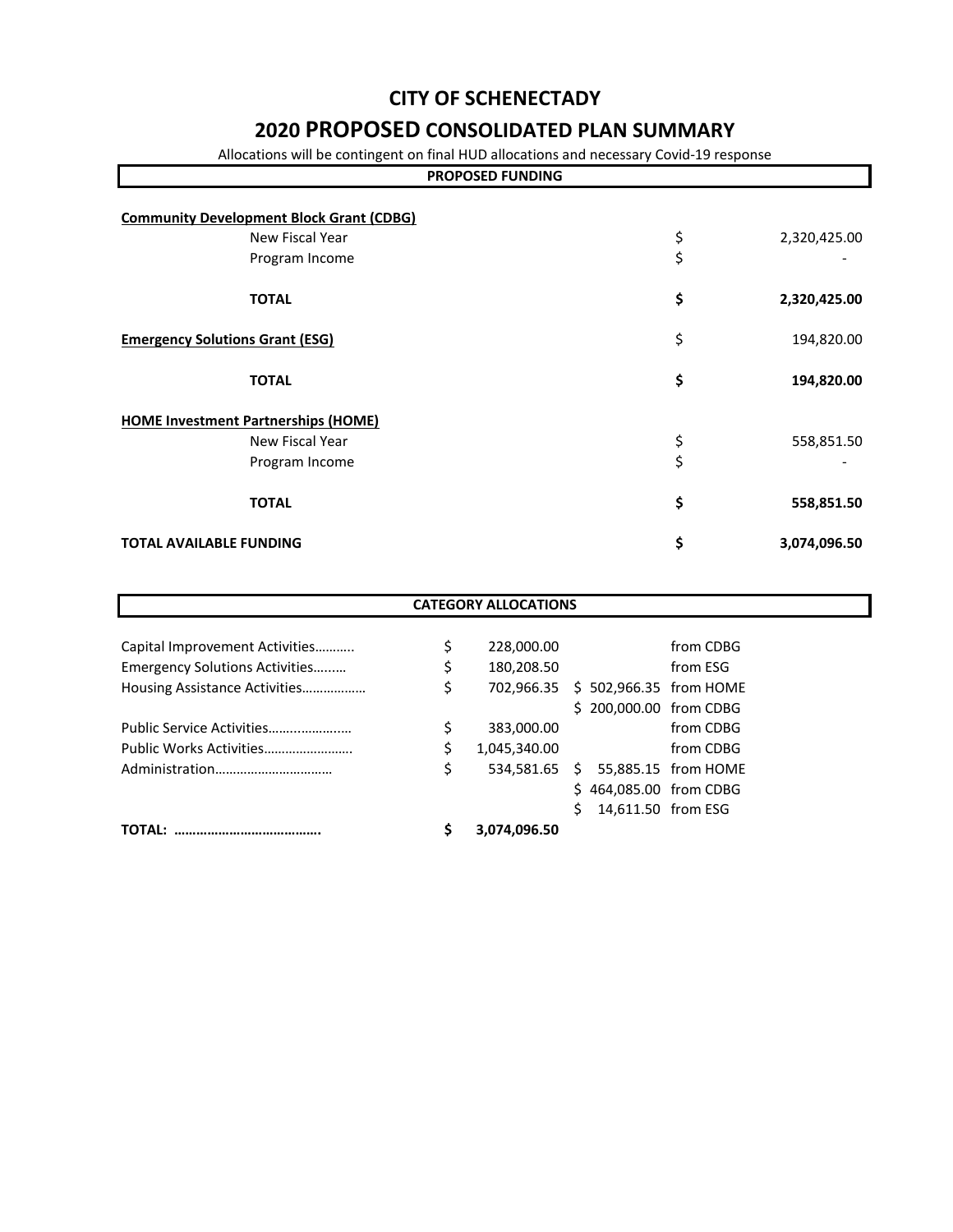# CITY OF SCHENECTADY

## 2020 PROPOSED CONSOLIDATED PLAN SUMMARY

Allocations will be contingent on final HUD allocations and necessary Covid-19 response

| PROPOSED FUNDING | | |
|---|---|---|
| **Community Development Block Grant (CDBG)** | | |
| New Fiscal Year | $ | 2,320,425.00 |
| Program Income | $ | - |
| **TOTAL** | **$** | **2,320,425.00** |
| **Emergency Solutions Grant (ESG)** | $ | 194,820.00 |
| **TOTAL** | **$** | **194,820.00** |
| **HOME Investment Partnerships (HOME)** | | |
| New Fiscal Year | $ | 558,851.50 |
| Program Income | $ | - |
| **TOTAL** | **$** | **558,851.50** |
| **TOTAL AVAILABLE FUNDING** | **$** | **3,074,096.50** |

| CATEGORY ALLOCATIONS | | | | |
|---|---|---|---|---|
| Capital Improvement Activities……….. | $ | 228,000.00 | | from CDBG |
| Emergency Solutions Activities…..… | $ | 180,208.50 | | from ESG |
| Housing Assistance Activities……………… | $ | 702,966.35 | $ 502,966.35 | from HOME |
| | | | $ 200,000.00 | from CDBG |
| Public Service Activities…….……….… | $ | 383,000.00 | | from CDBG |
| Public Works Activities……………………. | $ | 1,045,340.00 | | from CDBG |
| Administration…………………………… | $ | 534,581.65 | $ 55,885.15 | from HOME |
| | | | $ 464,085.00 | from CDBG |
| | | | $ 14,611.50 | from ESG |
| **TOTAL: ………………………………….** | **$** | **3,074,096.50** | | |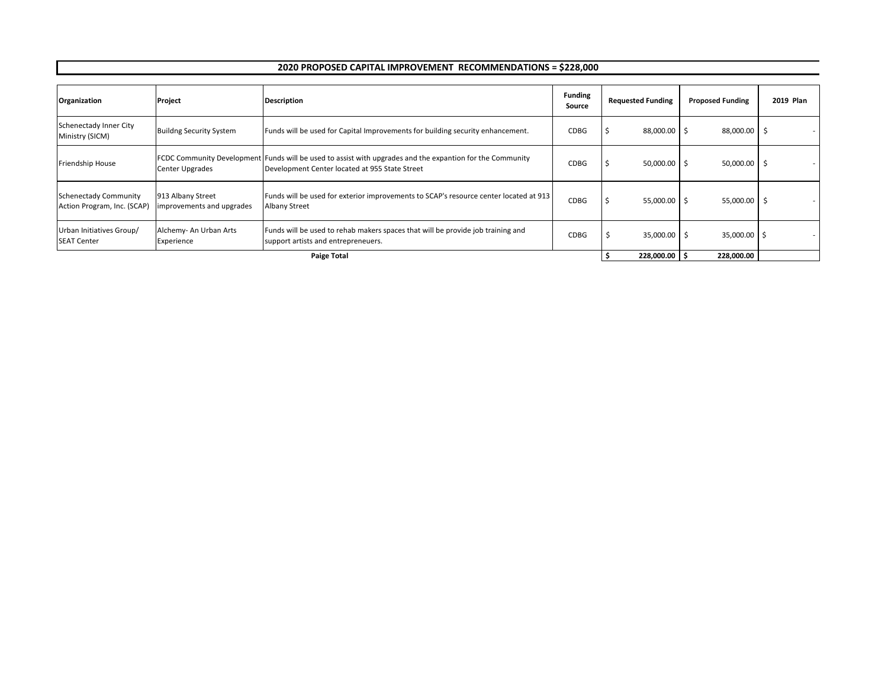## 2020 PROPOSED CAPITAL IMPROVEMENT RECOMMENDATIONS = $228,000

| Organization | Project | Description | Funding Source | Requested Funding | Proposed Funding | 2019 Plan |
|---|---|---|---|---|---|---|
| Schenectady Inner City Ministry (SICM) | Buildng Security System | Funds will be used for Capital Improvements for building security enhancement. | CDBG | $ 88,000.00 | $ 88,000.00 | $ - |
| Friendship House | FCDC Community Development Center Upgrades | Funds will be used to assist with upgrades and the expantion for the Community Development Center located at 955 State Street | CDBG | $ 50,000.00 | $ 50,000.00 | $ - |
| Schenectady Community Action Program, Inc. (SCAP) | 913 Albany Street improvements and upgrades | Funds will be used for exterior improvements to SCAP's resource center located at 913 Albany Street | CDBG | $ 55,000.00 | $ 55,000.00 | $ - |
| Urban Initiatives Group/ SEAT Center | Alchemy- An Urban Arts Experience | Funds will be used to rehab makers spaces that will be provide job training and support artists and entrepreneuers. | CDBG | $ 35,000.00 | $ 35,000.00 | $ - |
| **Paige Total** | | | | **$ 228,000.00** | **$ 228,000.00** | |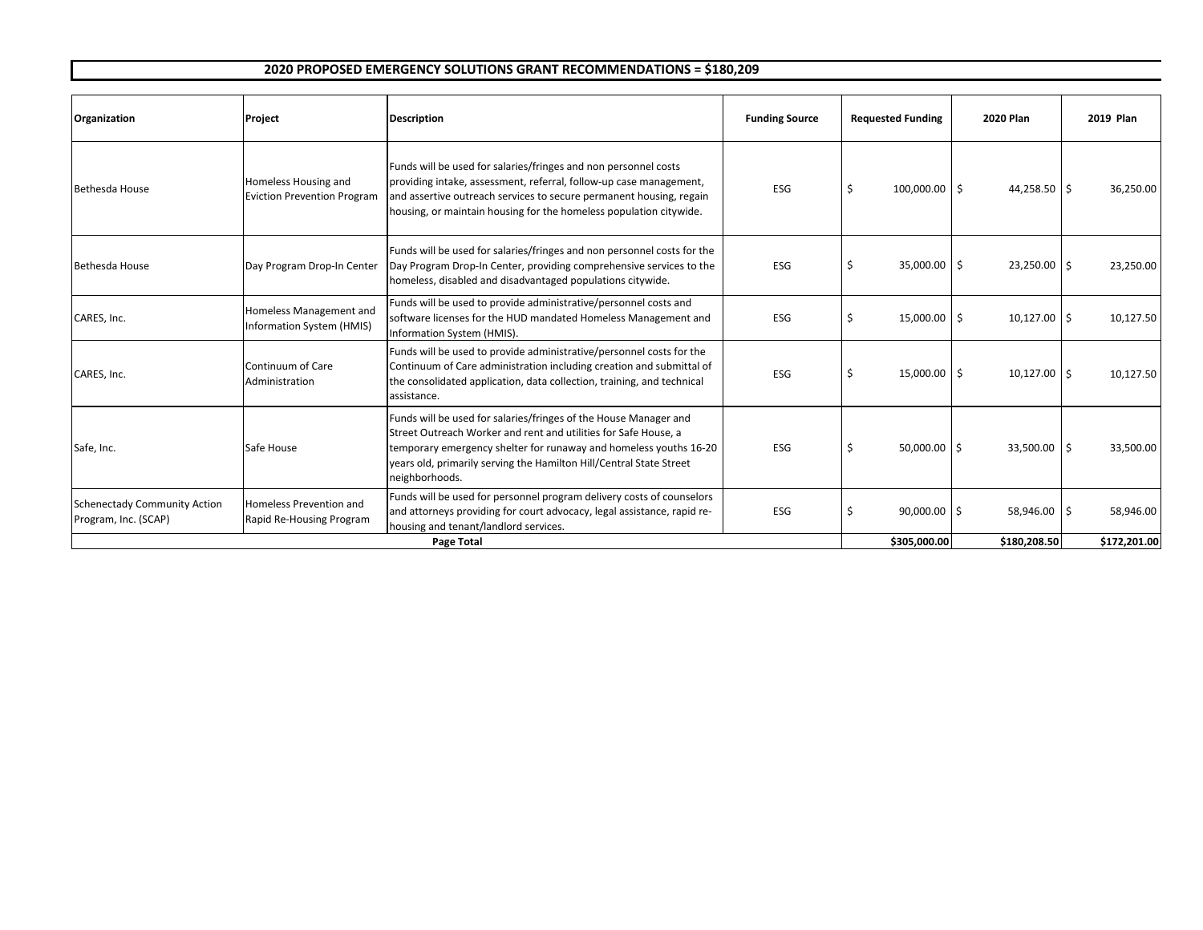## 2020 PROPOSED EMERGENCY SOLUTIONS GRANT RECOMMENDATIONS = $180,209

| Organization | Project | Description | Funding Source | Requested Funding | 2020 Plan | 2019 Plan |
|---|---|---|---|---|---|---|
| Bethesda House | Homeless Housing and Eviction Prevention Program | Funds will be used for salaries/fringes and non personnel costs providing intake, assessment, referral, follow-up case management, and assertive outreach services to secure permanent housing, regain housing, or maintain housing for the homeless population citywide. | ESG | $ 100,000.00 | $ 44,258.50 | $ 36,250.00 |
| Bethesda House | Day Program Drop-In Center | Funds will be used for salaries/fringes and non personnel costs for the Day Program Drop-In Center, providing comprehensive services to the homeless, disabled and disadvantaged populations citywide. | ESG | $ 35,000.00 | $ 23,250.00 | $ 23,250.00 |
| CARES, Inc. | Homeless Management and Information System (HMIS) | Funds will be used to provide administrative/personnel costs and software licenses for the HUD mandated Homeless Management and Information System (HMIS). | ESG | $ 15,000.00 | $ 10,127.00 | $ 10,127.50 |
| CARES, Inc. | Continuum of Care Administration | Funds will be used to provide administrative/personnel costs for the Continuum of Care administration including creation and submittal of the consolidated application, data collection, training, and technical assistance. | ESG | $ 15,000.00 | $ 10,127.00 | $ 10,127.50 |
| Safe, Inc. | Safe House | Funds will be used for salaries/fringes of the House Manager and Street Outreach Worker and rent and utilities for Safe House, a temporary emergency shelter for runaway and homeless youths 16-20 years old, primarily serving the Hamilton Hill/Central State Street neighborhoods. | ESG | $ 50,000.00 | $ 33,500.00 | $ 33,500.00 |
| Schenectady Community Action Program, Inc. (SCAP) | Homeless Prevention and Rapid Re-Housing Program | Funds will be used for personnel program delivery costs of counselors and attorneys providing for court advocacy, legal assistance, rapid re-housing and tenant/landlord services. | ESG | $ 90,000.00 | $ 58,946.00 | $ 58,946.00 |
| **Page Total** | | | | **$305,000.00** | **$180,208.50** | **$172,201.00** |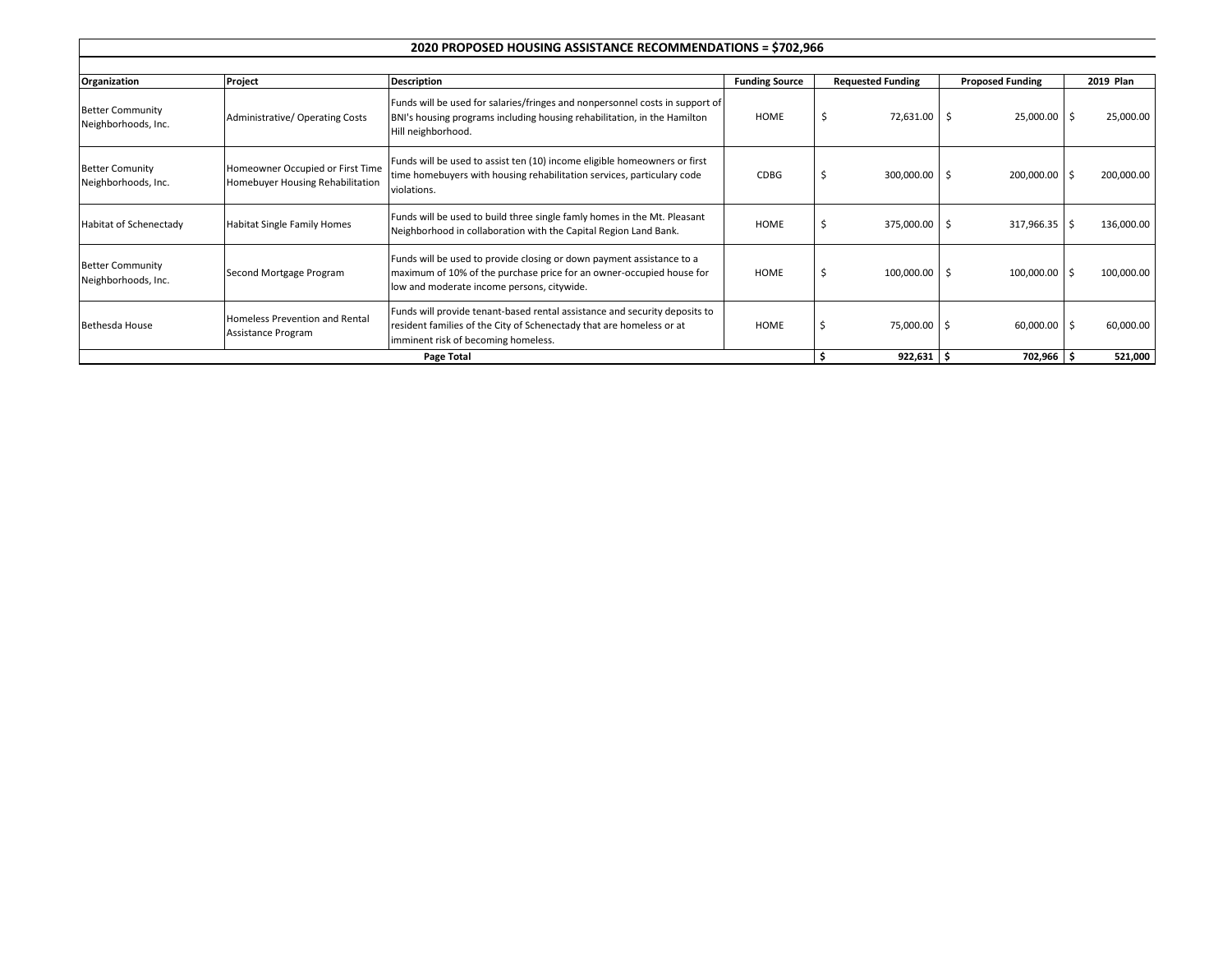## 2020 PROPOSED HOUSING ASSISTANCE RECOMMENDATIONS = $702,966

| Organization | Project | Description | Funding Source | Requested Funding | Proposed Funding | 2019 Plan |
|---|---|---|---|---|---|---|
| Better Community Neighborhoods, Inc. | Administrative/ Operating Costs | Funds will be used for salaries/fringes and nonpersonnel costs in support of BNI's housing programs including housing rehabilitation, in the Hamilton Hill neighborhood. | HOME | $ 72,631.00 | $ 25,000.00 | $ 25,000.00 |
| Better Comunity Neighborhoods, Inc. | Homeowner Occupied or First Time Homebuyer Housing Rehabilitation | Funds will be used to assist ten (10) income eligible homeowners or first time homebuyers with housing rehabilitation services, particulary code violations. | CDBG | $ 300,000.00 | $ 200,000.00 | $ 200,000.00 |
| Habitat of Schenectady | Habitat Single Family Homes | Funds will be used to build three single famly homes in the Mt. Pleasant Neighborhood in collaboration with the Capital Region Land Bank. | HOME | $ 375,000.00 | $ 317,966.35 | $ 136,000.00 |
| Better Community Neighborhoods, Inc. | Second Mortgage Program | Funds will be used to provide closing or down payment assistance to a maximum of 10% of the purchase price for an owner-occupied house for low and moderate income persons, citywide. | HOME | $ 100,000.00 | $ 100,000.00 | $ 100,000.00 |
| Bethesda House | Homeless Prevention and Rental Assistance Program | Funds will provide tenant-based rental assistance and security deposits to resident families of the City of Schenectady that are homeless or at imminent risk of becoming homeless. | HOME | $ 75,000.00 | $ 60,000.00 | $ 60,000.00 |
| **Page Total** | | | | **$ 922,631** | **$ 702,966** | **$ 521,000** |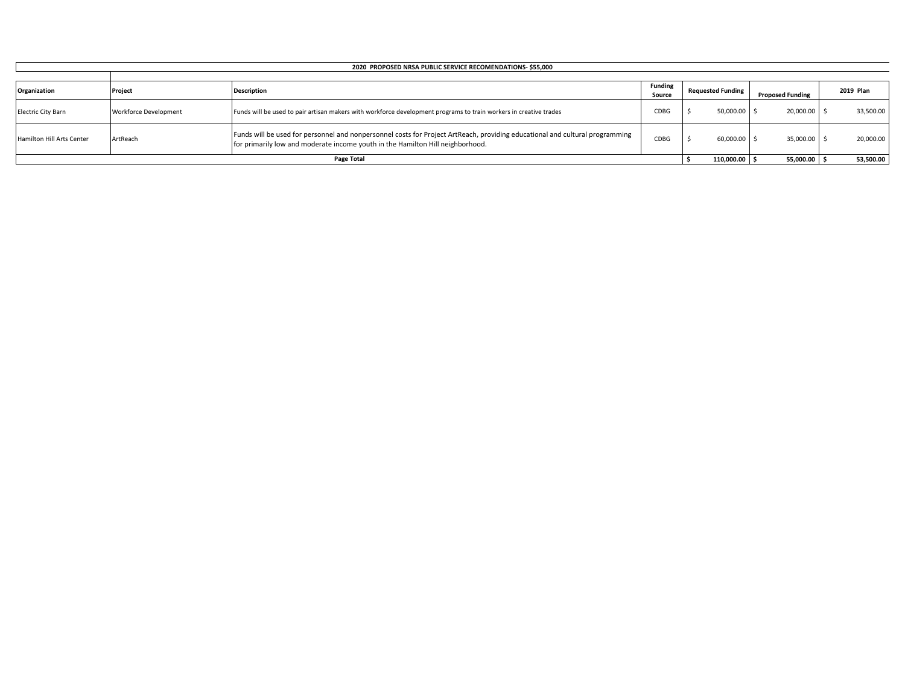**2020 PROPOSED NRSA PUBLIC SERVICE RECOMENDATIONS- $55,000**

| Organization | Project | Description | Funding Source | Requested Funding | Proposed Funding | 2019 Plan |
|---|---|---|---|---|---|---|
| Electric City Barn | Workforce Development | Funds will be used to pair artisan makers with workforce development programs to train workers in creative trades | CDBG | $ 50,000.00 | $ 20,000.00 | $ 33,500.00 |
| Hamilton Hill Arts Center | ArtReach | Funds will be used for personnel and nonpersonnel costs for Project ArtReach, providing educational and cultural programming for primarily low and moderate income youth in the Hamilton Hill neighborhood. | CDBG | $ 60,000.00 | $ 35,000.00 | $ 20,000.00 |
| **Page Total** | | | | **$ 110,000.00** | **$ 55,000.00** | **$ 53,500.00** |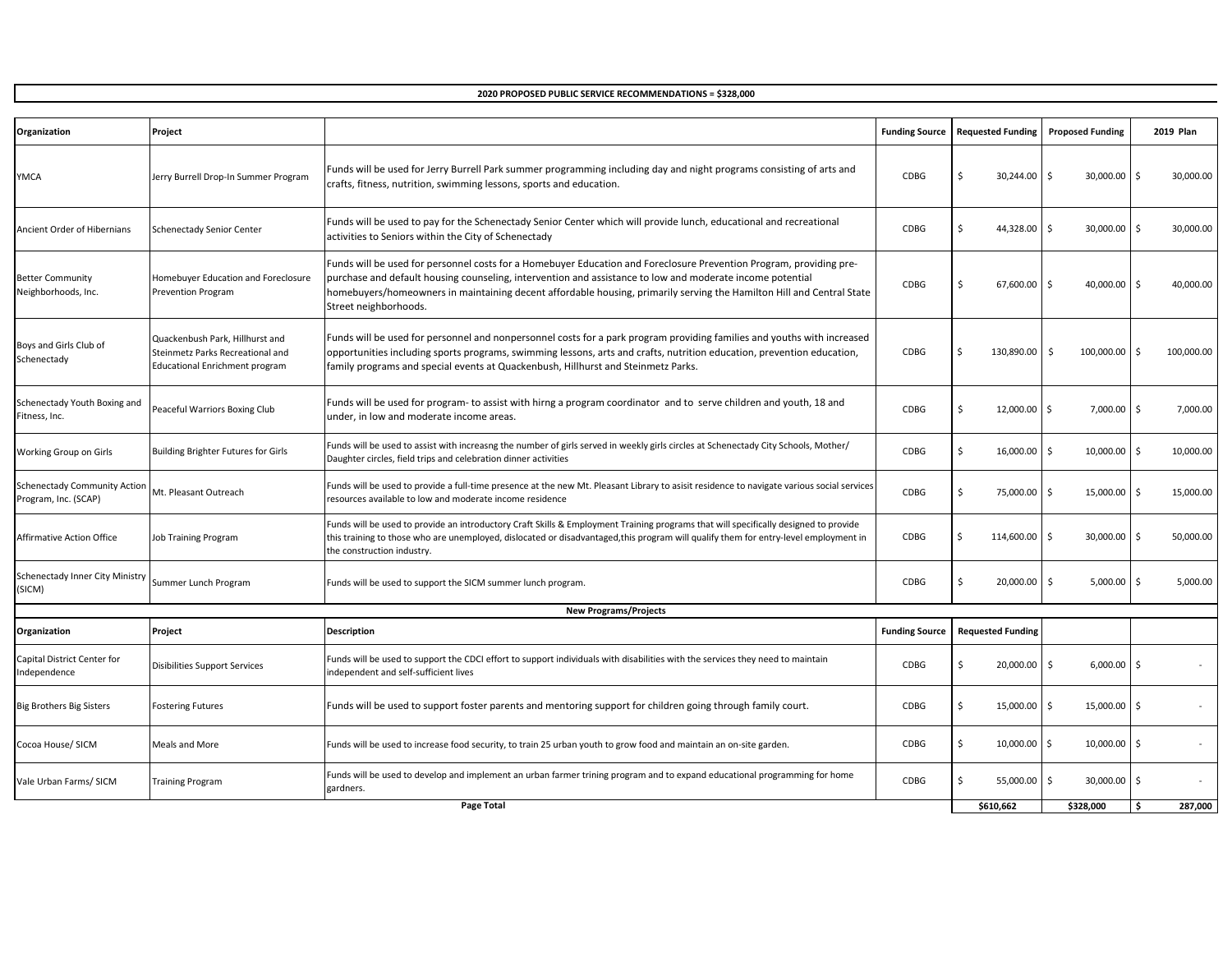**2020 PROPOSED PUBLIC SERVICE RECOMMENDATIONS = $328,000**

| Organization | Project | | Funding Source | Requested Funding | Proposed Funding | 2019 Plan |
|---|---|---|---|---|---|---|
| YMCA | Jerry Burrell Drop-In Summer Program | Funds will be used for Jerry Burrell Park summer programming including day and night programs consisting of arts and crafts, fitness, nutrition, swimming lessons, sports and education. | CDBG | $ 30,244.00 | $ 30,000.00 | $ 30,000.00 |
| Ancient Order of Hibernians | Schenectady Senior Center | Funds will be used to pay for the Schenectady Senior Center which will provide lunch, educational and recreational activities to Seniors within the City of Schenectady | CDBG | $ 44,328.00 | $ 30,000.00 | $ 30,000.00 |
| Better Community Neighborhoods, Inc. | Homebuyer Education and Foreclosure Prevention Program | Funds will be used for personnel costs for a Homebuyer Education and Foreclosure Prevention Program, providing pre-purchase and default housing counseling, intervention and assistance to low and moderate income potential homebuyers/homeowners in maintaining decent affordable housing, primarily serving the Hamilton Hill and Central State Street neighborhoods. | CDBG | $ 67,600.00 | $ 40,000.00 | $ 40,000.00 |
| Boys and Girls Club of Schenectady | Quackenbush Park, Hillhurst and Steinmetz Parks Recreational and Educational Enrichment program | Funds will be used for personnel and nonpersonnel costs for a park program providing families and youths with increased opportunities including sports programs, swimming lessons, arts and crafts, nutrition education, prevention education, family programs and special events at Quackenbush, Hillhurst and Steinmetz Parks. | CDBG | $ 130,890.00 | $ 100,000.00 | $ 100,000.00 |
| Schenectady Youth Boxing and Fitness, Inc. | Peaceful Warriors Boxing Club | Funds will be used for program- to assist with hirng a program coordinator and to serve children and youth, 18 and under, in low and moderate income areas. | CDBG | $ 12,000.00 | $ 7,000.00 | $ 7,000.00 |
| Working Group on Girls | Building Brighter Futures for Girls | Funds will be used to assist with increasng the number of girls served in weekly girls circles at Schenectady City Schools, Mother/ Daughter circles, field trips and celebration dinner activities | CDBG | $ 16,000.00 | $ 10,000.00 | $ 10,000.00 |
| Schenectady Community Action Program, Inc. (SCAP) | Mt. Pleasant Outreach | Funds will be used to provide a full-time presence at the new Mt. Pleasant Library to asisit residence to navigate various social services resources available to low and moderate income residence | CDBG | $ 75,000.00 | $ 15,000.00 | $ 15,000.00 |
| Affirmative Action Office | Job Training Program | Funds will be used to provide an introductory Craft Skills & Employment Training programs that will specifically designed to provide this training to those who are unemployed, dislocated or disadvantaged,this program will qualify them for entry-level employment in the construction industry. | CDBG | $ 114,600.00 | $ 30,000.00 | $ 50,000.00 |
| Schenectady Inner City Ministry (SICM) | Summer Lunch Program | Funds will be used to support the SICM summer lunch program. | CDBG | $ 20,000.00 | $ 5,000.00 | $ 5,000.00 |
| | | **New Programs/Projects** | | | | |
| **Organization** | **Project** | **Description** | **Funding Source** | **Requested Funding** | | |
| Capital District Center for Independence | Disibilities Support Services | Funds will be used to support the CDCI effort to support individuals with disabilities with the services they need to maintain independent and self-sufficient lives | CDBG | $ 20,000.00 | $ 6,000.00 | $ - |
| Big Brothers Big Sisters | Fostering Futures | Funds will be used to support foster parents and mentoring support for children going through family court. | CDBG | $ 15,000.00 | $ 15,000.00 | $ - |
| Cocoa House/ SICM | Meals and More | Funds will be used to increase food security, to train 25 urban youth to grow food and maintain an on-site garden. | CDBG | $ 10,000.00 | $ 10,000.00 | $ - |
| Vale Urban Farms/ SICM | Training Program | Funds will be used to develop and implement an urban farmer trining program and to expand educational programming for home gardners. | CDBG | $ 55,000.00 | $ 30,000.00 | $ - |
| | | **Page Total** | | **$610,662** | **$328,000** | **$ 287,000** |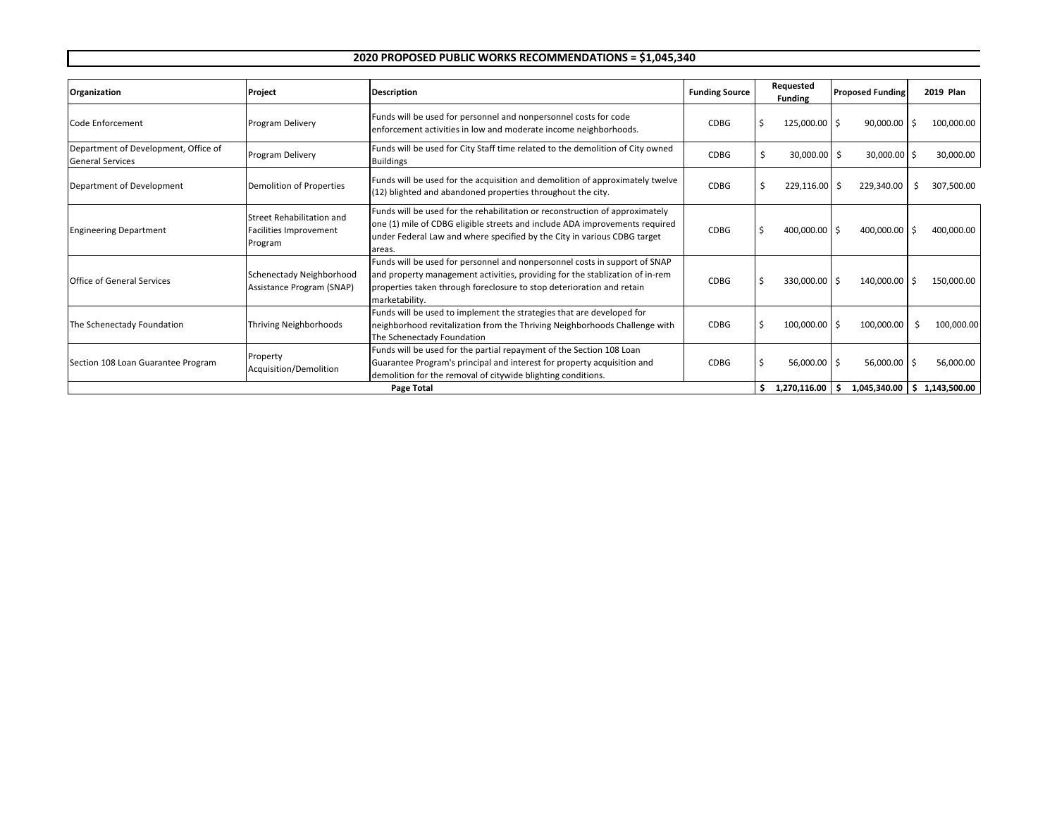## 2020 PROPOSED PUBLIC WORKS RECOMMENDATIONS = $1,045,340

| Organization | Project | Description | Funding Source | Requested Funding | Proposed Funding | 2019 Plan |
|---|---|---|---|---|---|---|
| Code Enforcement | Program Delivery | Funds will be used for personnel and nonpersonnel costs for code enforcement activities in low and moderate income neighborhoods. | CDBG | $ 125,000.00 | $ 90,000.00 | $ 100,000.00 |
| Department of Development, Office of General Services | Program Delivery | Funds will be used for City Staff time related to the demolition of City owned Buildings | CDBG | $ 30,000.00 | $ 30,000.00 | $ 30,000.00 |
| Department of Development | Demolition of Properties | Funds will be used for the acquisition and demolition of approximately twelve (12) blighted and abandoned properties throughout the city. | CDBG | $ 229,116.00 | $ 229,340.00 | $ 307,500.00 |
| Engineering Department | Street Rehabilitation and Facilities Improvement Program | Funds will be used for the rehabilitation or reconstruction of approximately one (1) mile of CDBG eligible streets and include ADA improvements required under Federal Law and where specified by the City in various CDBG target areas. | CDBG | $ 400,000.00 | $ 400,000.00 | $ 400,000.00 |
| Office of General Services | Schenectady Neighborhood Assistance Program (SNAP) | Funds will be used for personnel and nonpersonnel costs in support of SNAP and property management activities, providing for the stablization of in-rem properties taken through foreclosure to stop deterioration and retain marketability. | CDBG | $ 330,000.00 | $ 140,000.00 | $ 150,000.00 |
| The Schenectady Foundation | Thriving Neighborhoods | Funds will be used to implement the strategies that are developed for neighborhood revitalization from the Thriving Neighborhoods Challenge with The Schenectady Foundation | CDBG | $ 100,000.00 | $ 100,000.00 | $ 100,000.00 |
| Section 108 Loan Guarantee Program | Property Acquisition/Demolition | Funds will be used for the partial repayment of the Section 108 Loan Guarantee Program's principal and interest for property acquisition and demolition for the removal of citywide blighting conditions. | CDBG | $ 56,000.00 | $ 56,000.00 | $ 56,000.00 |
| **Page Total** | | | | **$ 1,270,116.00** | **$ 1,045,340.00** | **$ 1,143,500.00** |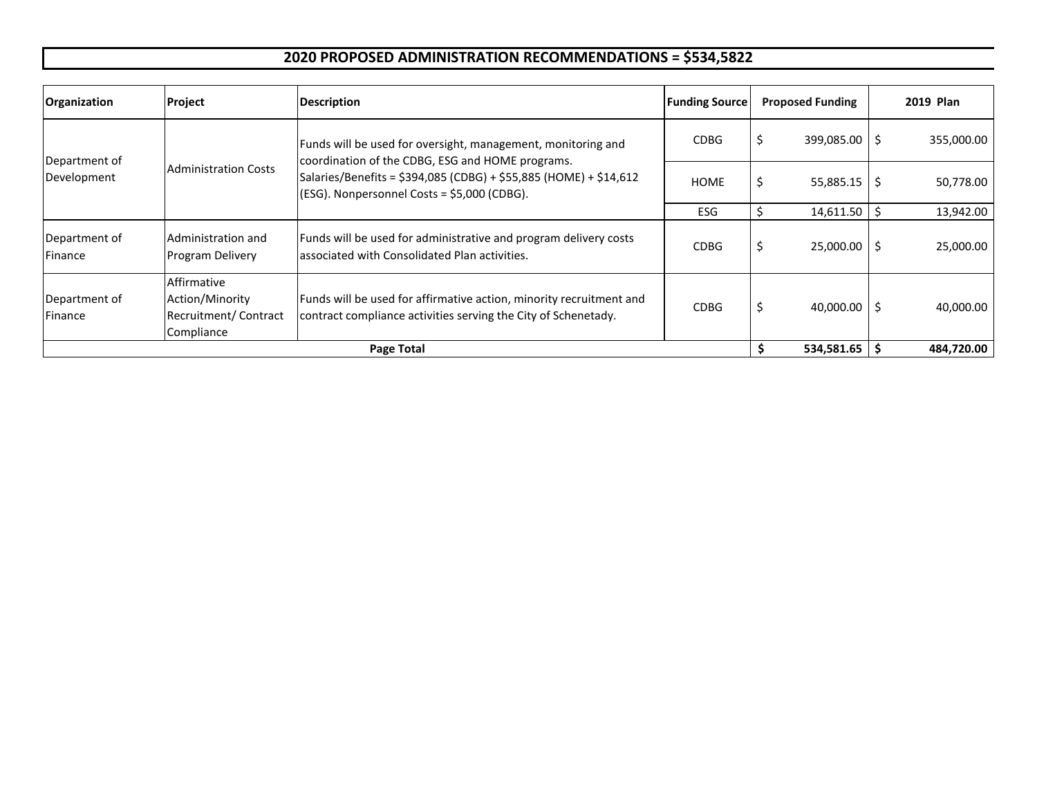## 2020 PROPOSED ADMINISTRATION RECOMMENDATIONS = $534,5822

| Organization | Project | Description | Funding Source | Proposed Funding | 2019 Plan |
|---|---|---|---|---|---|
| Department of Development | Administration Costs | Funds will be used for oversight, management, monitoring and coordination of the CDBG, ESG and HOME programs. Salaries/Benefits = $394,085 (CDBG) + $55,885 (HOME) + $14,612 (ESG). Nonpersonnel Costs = $5,000 (CDBG). | CDBG | $ 399,085.00 | $ 355,000.00 |
| | | | HOME | $ 55,885.15 | $ 50,778.00 |
| | | | ESG | $ 14,611.50 | $ 13,942.00 |
| Department of Finance | Administration and Program Delivery | Funds will be used for administrative and program delivery costs associated with Consolidated Plan activities. | CDBG | $ 25,000.00 | $ 25,000.00 |
| Department of Finance | Affirmative Action/Minority Recruitment/ Contract Compliance | Funds will be used for affirmative action, minority recruitment and contract compliance activities serving the City of Schenetady. | CDBG | $ 40,000.00 | $ 40,000.00 |
| **Page Total** | | | | **$ 534,581.65** | **$ 484,720.00** |